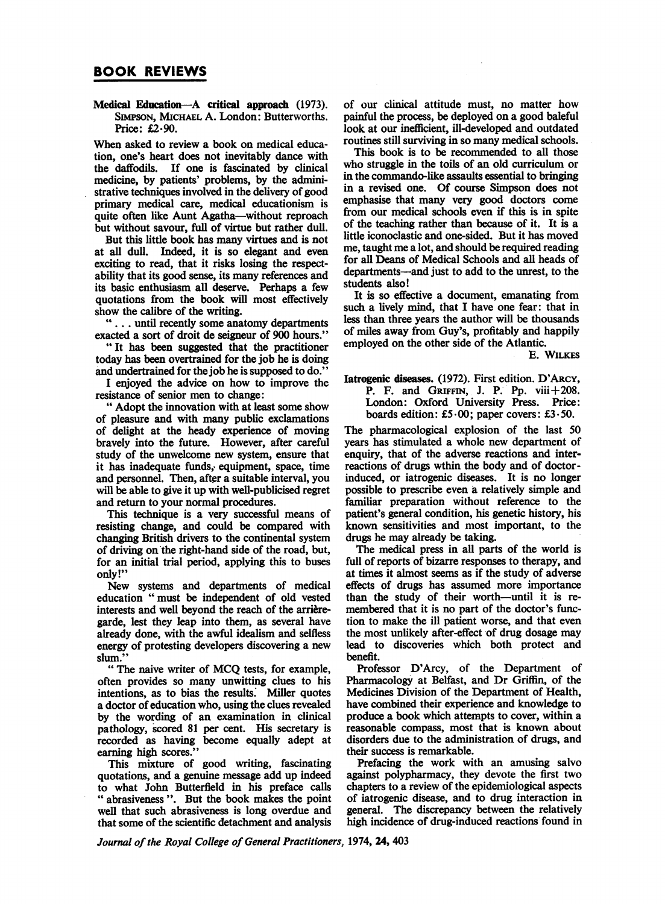## BOOK REVIEWS

**Medical Education—A critical approach** (1973). SIMPSON, MICHAEL A. London: Butterworths. Price: £2·90.

When asked to review a book on medical education, one's heart does not inevitably dance with the daffodils. If one is fascinated by clinical medicine, by patients' problems, by the administrative techniques involved in the delivery of good primary medical care, medical educationism is quite often like Aunt Agatha—without reproach but without savour, full of virtue but rather dull.

But this little book has many virtues and is not at all dull. Indeed, it is so elegant and even exciting to read, that it risks losing the respectability that its good sense, its many references and its basic enthusiasm all deserve. Perhaps a few quotations from the book will most effectively show the calibre of the writing.

"... until recently some anatomy departments exacted a sort of droit de seigneur of 900 hours."

"It has been suggested that the practitioner today has been overtrained for the job he is doing and undertrained for the job he is supposed to do."

I enjoyed the advice on how to improve the resistance of senior men to change:

"Adopt the innovation with at least some show of pleasure and with many public exclamations of delight at the heady experience of moving bravely into the future. However, after careful study of the unwelcome new system, ensure that it has inadequate funds, equipment, space, time and personnel. Then, after a suitable interval, you will be able to give it up with well-publicised regret and return to your normal procedures.

This technique is a very successful means of resisting change, and could be compared with changing British drivers to the continental system of driving on the right-hand side of the road, but, for an initial trial period, applying this to buses only!"

New systems and departments of medical education "must be independent of old vested interests and well beyond the reach of the arrière-garde, lest they leap into them, as several have already done, with the awful idealism and selfless energy of protesting developers discovering a new slum."

"The naive writer of MCQ tests, for example, often provides so many unwitting clues to his intentions, as to bias the results. Miller quotes a doctor of education who, using the clues revealed by the wording of an examination in clinical pathology, scored 81 per cent. His secretary is recorded as having become equally adept at earning high scores."

This mixture of good writing, fascinating quotations, and a genuine message add up indeed to what John Butterfield in his preface calls "abrasiveness". But the book makes the point well that such abrasiveness is long overdue and that some of the scientific detachment and analysis of our clinical attitude must, no matter how painful the process, be deployed on a good baleful look at our inefficient, ill-developed and outdated routines still surviving in so many medical schools.

This book is to be recommended to all those who struggle in the toils of an old curriculum or in the commando-like assaults essential to bringing in a revised one. Of course Simpson does not emphasise that many very good doctors come from our medical schools even if this is in spite of the teaching rather than because of it. It is a little iconoclastic and one-sided. But it has moved me, taught me a lot, and should be required reading for all Deans of Medical Schools and all heads of departments—and just to add to the unrest, to the students also!

It is so effective a document, emanating from such a lively mind, that I have one fear: that in less than three years the author will be thousands of miles away from Guy's, profitably and happily employed on the other side of the Atlantic.

E. WILKES

**Iatrogenic diseases.** (1972). First edition. D'ARCY, P. F. and GRIFFIN, J. P. Pp. viii+208. London: Oxford University Press. Price: boards edition: £5·00; paper covers: £3·50.

The pharmacological explosion of the last 50 years has stimulated a whole new department of enquiry, that of the adverse reactions and interreactions of drugs wthin the body and of doctor-induced, or iatrogenic diseases. It is no longer possible to prescribe even a relatively simple and familiar preparation without reference to the patient's general condition, his genetic history, his known sensitivities and most important, to the drugs he may already be taking.

The medical press in all parts of the world is full of reports of bizarre responses to therapy, and at times it almost seems as if the study of adverse effects of drugs has assumed more importance than the study of their worth—until it is remembered that it is no part of the doctor's function to make the ill patient worse, and that even the most unlikely after-effect of drug dosage may lead to discoveries which both protect and benefit.

Professor D'Arcy, of the Department of Pharmacology at Belfast, and Dr Griffin, of the Medicines Division of the Department of Health, have combined their experience and knowledge to produce a book which attempts to cover, within a reasonable compass, most that is known about disorders due to the administration of drugs, and their success is remarkable.

Prefacing the work with an amusing salvo against polypharmacy, they devote the first two chapters to a review of the epidemiological aspects of iatrogenic disease, and to drug interaction in general. The discrepancy between the relatively high incidence of drug-induced reactions found in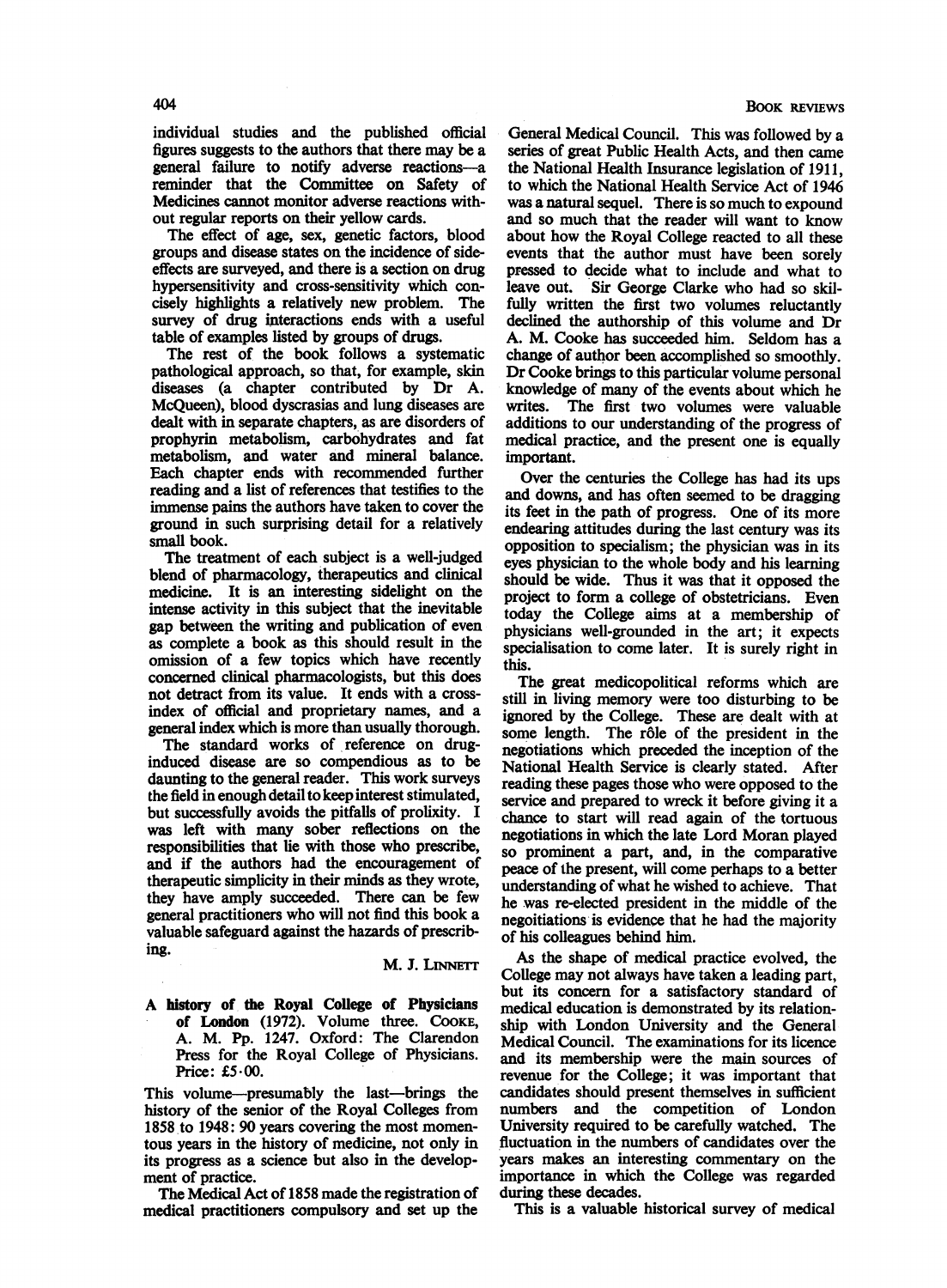individual studies and the published official figures suggests to the authors that there may be a general failure to notify adverse reactions—a reminder that the Committee on Safety of Medicines cannot monitor adverse reactions without regular reports on their yellow cards.

The effect of age, sex, genetic factors, blood groups and disease states on the incidence of side-effects are surveyed, and there is a section on drug hypersensitivity and cross-sensitivity which concisely highlights a relatively new problem. The survey of drug interactions ends with a useful table of examples listed by groups of drugs.

The rest of the book follows a systematic pathological approach, so that, for example, skin diseases (a chapter contributed by Dr A. McQueen), blood dyscrasias and lung diseases are dealt with in separate chapters, as are disorders of prophyrin metabolism, carbohydrates and fat metabolism, and water and mineral balance. Each chapter ends with recommended further reading and a list of references that testifies to the immense pains the authors have taken to cover the ground in such surprising detail for a relatively small book.

The treatment of each subject is a well-judged blend of pharmacology, therapeutics and clinical medicine. It is an interesting sidelight on the intense activity in this subject that the inevitable gap between the writing and publication of even as complete a book as this should result in the omission of a few topics which have recently concerned clinical pharmacologists, but this does not detract from its value. It ends with a cross-index of official and proprietary names, and a general index which is more than usually thorough.

The standard works of reference on drug-induced disease are so compendious as to be daunting to the general reader. This work surveys the field in enough detail to keep interest stimulated, but successfully avoids the pitfalls of prolixity. I was left with many sober reflections on the responsibilities that lie with those who prescribe, and if the authors had the encouragement of therapeutic simplicity in their minds as they wrote, they have amply succeeded. There can be few general practitioners who will not find this book a valuable safeguard against the hazards of prescribing.

M. J. LINNETT

**A history of the Royal College of Physicians of London** (1972). Volume three. COOKE, A. M. Pp. 1247. Oxford: The Clarendon Press for the Royal College of Physicians. Price: £5·00.

This volume—presumably the last—brings the history of the senior of the Royal Colleges from 1858 to 1948: 90 years covering the most momentous years in the history of medicine, not only in its progress as a science but also in the development of practice.

The Medical Act of 1858 made the registration of medical practitioners compulsory and set up the General Medical Council. This was followed by a series of great Public Health Acts, and then came the National Health Insurance legislation of 1911, to which the National Health Service Act of 1946 was a natural sequel. There is so much to expound and so much that the reader will want to know about how the Royal College reacted to all these events that the author must have been sorely pressed to decide what to include and what to leave out. Sir George Clarke who had so skilfully written the first two volumes reluctantly declined the authorship of this volume and Dr A. M. Cooke has succeeded him. Seldom has a change of author been accomplished so smoothly. Dr Cooke brings to this particular volume personal knowledge of many of the events about which he writes. The first two volumes were valuable additions to our understanding of the progress of medical practice, and the present one is equally important.

Over the centuries the College has had its ups and downs, and has often seemed to be dragging its feet in the path of progress. One of its more endearing attitudes during the last century was its opposition to specialism; the physician was in its eyes physician to the whole body and his learning should be wide. Thus it was that it opposed the project to form a college of obstetricians. Even today the College aims at a membership of physicians well-grounded in the art; it expects specialisation to come later. It is surely right in this.

The great medicopolitical reforms which are still in living memory were too disturbing to be ignored by the College. These are dealt with at some length. The rôle of the president in the negotiations which preceded the inception of the National Health Service is clearly stated. After reading these pages those who were opposed to the service and prepared to wreck it before giving it a chance to start will read again of the tortuous negotiations in which the late Lord Moran played so prominent a part, and, in the comparative peace of the present, will come perhaps to a better understanding of what he wished to achieve. That he was re-elected president in the middle of the negoitiations is evidence that he had the majority of his colleagues behind him.

As the shape of medical practice evolved, the College may not always have taken a leading part, but its concern for a satisfactory standard of medical education is demonstrated by its relationship with London University and the General Medical Council. The examinations for its licence and its membership were the main sources of revenue for the College; it was important that candidates should present themselves in sufficient numbers and the competition of London University required to be carefully watched. The fluctuation in the numbers of candidates over the years makes an interesting commentary on the importance in which the College was regarded during these decades.

This is a valuable historical survey of medical